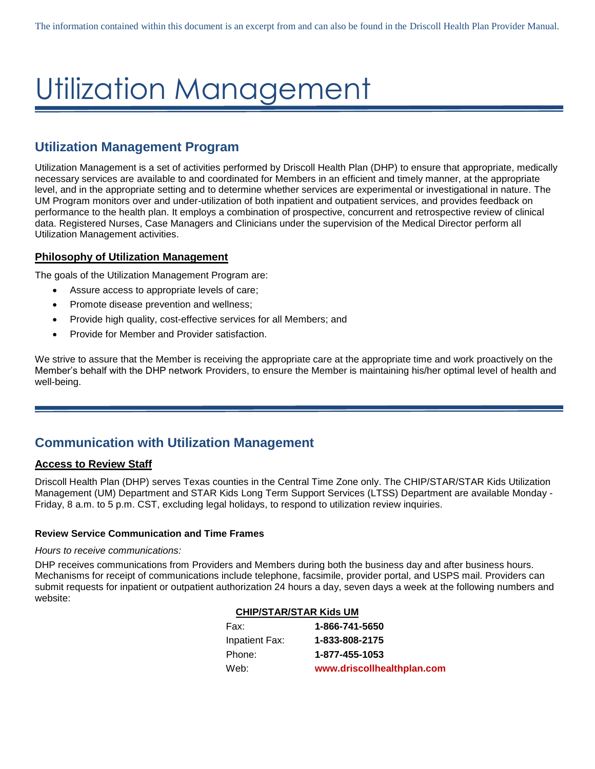The information contained within this document is an excerpt from and can also be found in the Driscoll Health Plan Provider Manual.

# Utilization Management

## Utilization Management Program

Utilization Management is a set of activities performed by Driscoll Health Plan (DHP) to ensure that appropriate, medically necessary services are available to and coordinated for Members in an efficient and timely manner, at the appropriate level, and in the appropriate setting and to determine whether services are experimental or investigational in nature. The UM Program monitors over and under-utilization of both inpatient and outpatient services, and provides feedback on performance to the health plan. It employs a combination of prospective, concurrent and retrospective review of clinical data. Registered Nurses, Case Managers and Clinicians under the supervision of the Medical Director perform all Utilization Management activities.

### Philosophy of Utilization Management

The goals of the Utilization Management Program are:

- Assure access to appropriate levels of care;
- Promote disease prevention and wellness;
- Provide high quality, cost-effective services for all Members; and
- Provide for Member and Provider satisfaction.

We strive to assure that the Member is receiving the appropriate care at the appropriate time and work proactively on the Member's behalf with the DHP network Providers, to ensure the Member is maintaining his/her optimal level of health and well-being.

## Communication with Utilization Management

### Access to Review Staff

Driscoll Health Plan (DHP) serves Texas counties in the Central Time Zone only. The CHIP/STAR/STAR Kids Utilization Management (UM) Department and STAR Kids Long Term Support Services (LTSS) Department are available Monday - Friday, 8 a.m. to 5 p.m. CST, excluding legal holidays, to respond to utilization review inquiries.

#### Review Service Communication and Time Frames

*Hours to receive communications:*

DHP receives communications from Providers and Members during both the business day and after business hours. Mechanisms for receipt of communications include telephone, facsimile, provider portal, and USPS mail. Providers can submit requests for inpatient or outpatient authorization 24 hours a day, seven days a week at the following numbers and website:

**CHIP/STAR/STAR Kids UM**

| | |
|---|---|
| Fax: | **1-866-741-5650** |
| Inpatient Fax: | **1-833-808-2175** |
| Phone: | **1-877-455-1053** |
| Web: | **www.driscollhealthplan.com** |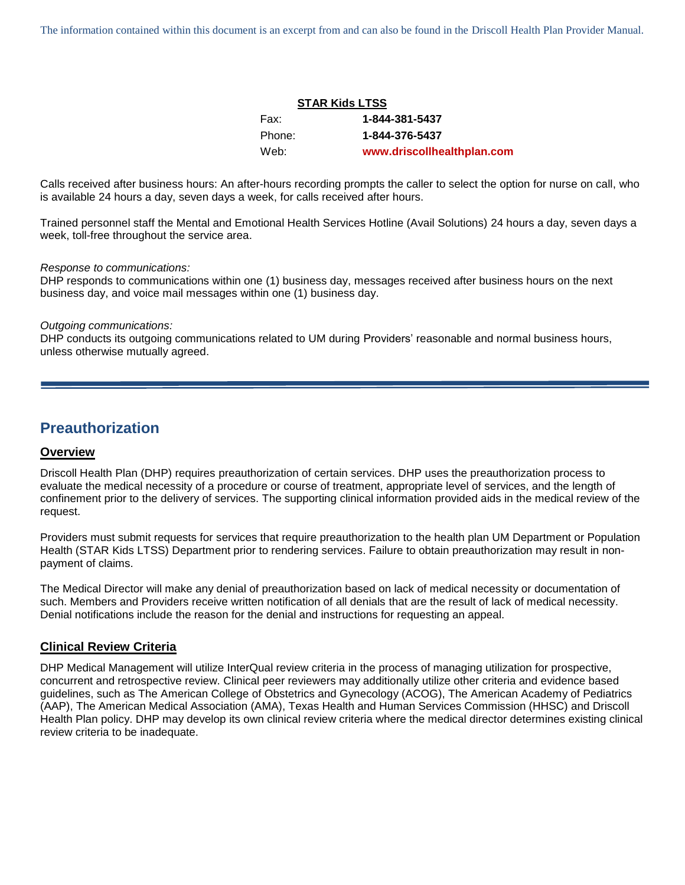**STAR Kids LTSS**

| | |
|---|---|
| Fax: | **1-844-381-5437** |
| Phone: | **1-844-376-5437** |
| Web: | **www.driscollhealthplan.com** |

Calls received after business hours: An after-hours recording prompts the caller to select the option for nurse on call, who is available 24 hours a day, seven days a week, for calls received after hours.

Trained personnel staff the Mental and Emotional Health Services Hotline (Avail Solutions) 24 hours a day, seven days a week, toll-free throughout the service area.

*Response to communications:*
DHP responds to communications within one (1) business day, messages received after business hours on the next business day, and voice mail messages within one (1) business day.

*Outgoing communications:*
DHP conducts its outgoing communications related to UM during Providers' reasonable and normal business hours, unless otherwise mutually agreed.

## Preauthorization

### Overview

Driscoll Health Plan (DHP) requires preauthorization of certain services. DHP uses the preauthorization process to evaluate the medical necessity of a procedure or course of treatment, appropriate level of services, and the length of confinement prior to the delivery of services. The supporting clinical information provided aids in the medical review of the request.

Providers must submit requests for services that require preauthorization to the health plan UM Department or Population Health (STAR Kids LTSS) Department prior to rendering services. Failure to obtain preauthorization may result in non-payment of claims.

The Medical Director will make any denial of preauthorization based on lack of medical necessity or documentation of such. Members and Providers receive written notification of all denials that are the result of lack of medical necessity. Denial notifications include the reason for the denial and instructions for requesting an appeal.

### Clinical Review Criteria

DHP Medical Management will utilize InterQual review criteria in the process of managing utilization for prospective, concurrent and retrospective review. Clinical peer reviewers may additionally utilize other criteria and evidence based guidelines, such as The American College of Obstetrics and Gynecology (ACOG), The American Academy of Pediatrics (AAP), The American Medical Association (AMA), Texas Health and Human Services Commission (HHSC) and Driscoll Health Plan policy. DHP may develop its own clinical review criteria where the medical director determines existing clinical review criteria to be inadequate.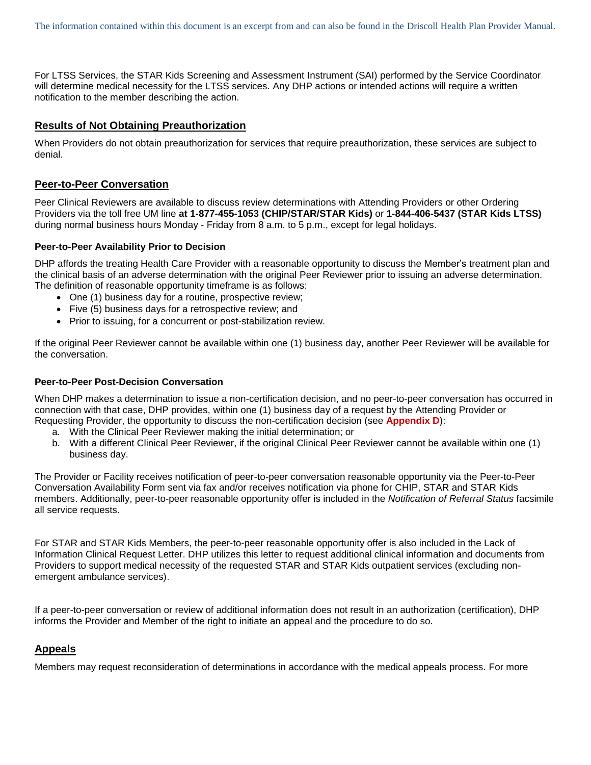For LTSS Services, the STAR Kids Screening and Assessment Instrument (SAI) performed by the Service Coordinator will determine medical necessity for the LTSS services. Any DHP actions or intended actions will require a written notification to the member describing the action.

## Results of Not Obtaining Preauthorization

When Providers do not obtain preauthorization for services that require preauthorization, these services are subject to denial.

## Peer-to-Peer Conversation

Peer Clinical Reviewers are available to discuss review determinations with Attending Providers or other Ordering Providers via the toll free UM line **at 1-877-455-1053 (CHIP/STAR/STAR Kids)** or **1-844-406-5437 (STAR Kids LTSS)** during normal business hours Monday - Friday from 8 a.m. to 5 p.m., except for legal holidays.

### Peer-to-Peer Availability Prior to Decision

DHP affords the treating Health Care Provider with a reasonable opportunity to discuss the Member's treatment plan and the clinical basis of an adverse determination with the original Peer Reviewer prior to issuing an adverse determination. The definition of reasonable opportunity timeframe is as follows:

- One (1) business day for a routine, prospective review;
- Five (5) business days for a retrospective review; and
- Prior to issuing, for a concurrent or post-stabilization review.

If the original Peer Reviewer cannot be available within one (1) business day, another Peer Reviewer will be available for the conversation.

### Peer-to-Peer Post-Decision Conversation

When DHP makes a determination to issue a non-certification decision, and no peer-to-peer conversation has occurred in connection with that case, DHP provides, within one (1) business day of a request by the Attending Provider or Requesting Provider, the opportunity to discuss the non-certification decision (see **Appendix D**):

a. With the Clinical Peer Reviewer making the initial determination; or
b. With a different Clinical Peer Reviewer, if the original Clinical Peer Reviewer cannot be available within one (1) business day.

The Provider or Facility receives notification of peer-to-peer conversation reasonable opportunity via the Peer-to-Peer Conversation Availability Form sent via fax and/or receives notification via phone for CHIP, STAR and STAR Kids members. Additionally, peer-to-peer reasonable opportunity offer is included in the *Notification of Referral Status* facsimile all service requests.

For STAR and STAR Kids Members, the peer-to-peer reasonable opportunity offer is also included in the Lack of Information Clinical Request Letter. DHP utilizes this letter to request additional clinical information and documents from Providers to support medical necessity of the requested STAR and STAR Kids outpatient services (excluding non-emergent ambulance services).

If a peer-to-peer conversation or review of additional information does not result in an authorization (certification), DHP informs the Provider and Member of the right to initiate an appeal and the procedure to do so.

## Appeals

Members may request reconsideration of determinations in accordance with the medical appeals process. For more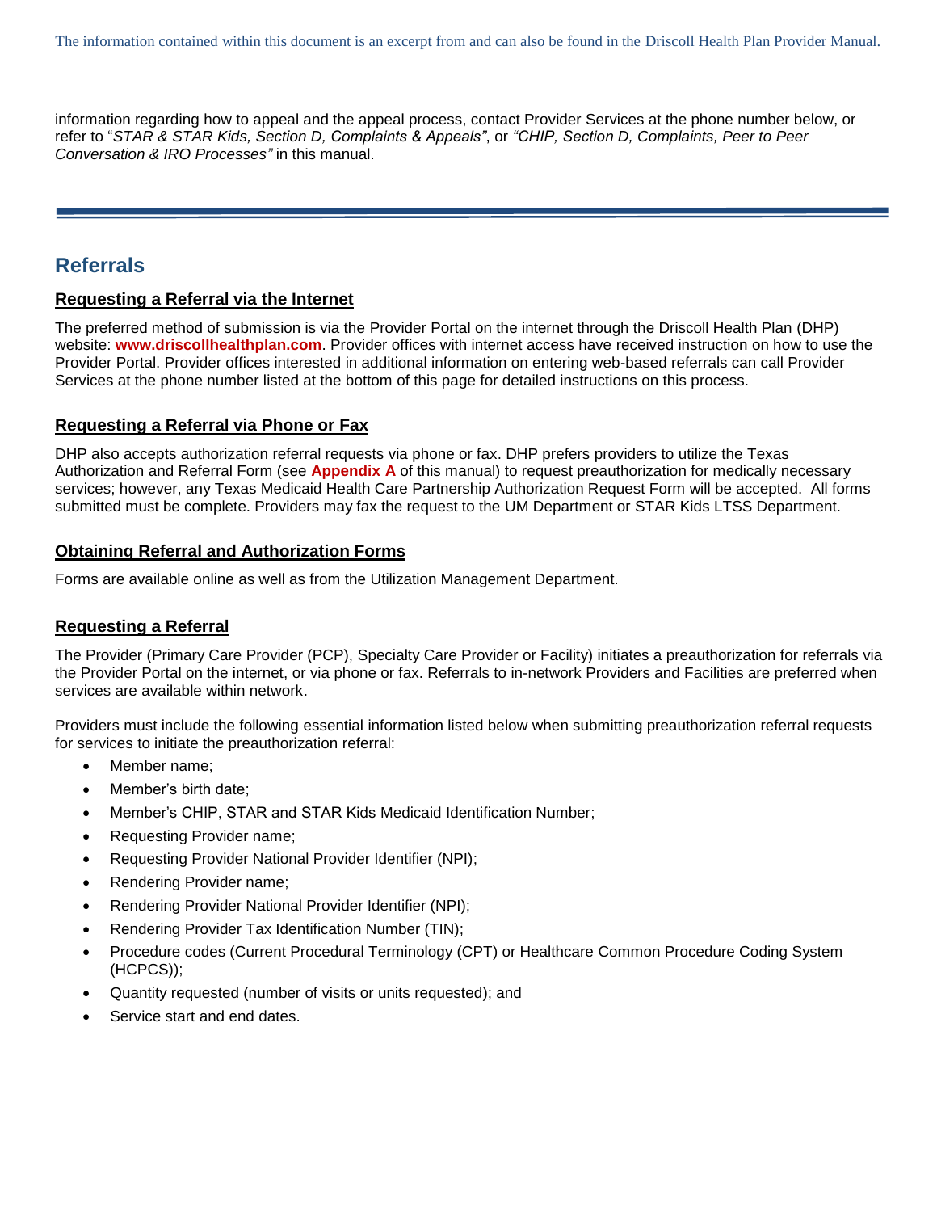information regarding how to appeal and the appeal process, contact Provider Services at the phone number below, or refer to "*STAR & STAR Kids, Section D, Complaints & Appeals"*, or *"CHIP, Section D, Complaints, Peer to Peer Conversation & IRO Processes"* in this manual.

## Referrals

### Requesting a Referral via the Internet

The preferred method of submission is via the Provider Portal on the internet through the Driscoll Health Plan (DHP) website: **www.driscollhealthplan.com**. Provider offices with internet access have received instruction on how to use the Provider Portal. Provider offices interested in additional information on entering web-based referrals can call Provider Services at the phone number listed at the bottom of this page for detailed instructions on this process.

### Requesting a Referral via Phone or Fax

DHP also accepts authorization referral requests via phone or fax. DHP prefers providers to utilize the Texas Authorization and Referral Form (see **Appendix A** of this manual) to request preauthorization for medically necessary services; however, any Texas Medicaid Health Care Partnership Authorization Request Form will be accepted. All forms submitted must be complete. Providers may fax the request to the UM Department or STAR Kids LTSS Department.

### Obtaining Referral and Authorization Forms

Forms are available online as well as from the Utilization Management Department.

### Requesting a Referral

The Provider (Primary Care Provider (PCP), Specialty Care Provider or Facility) initiates a preauthorization for referrals via the Provider Portal on the internet, or via phone or fax. Referrals to in-network Providers and Facilities are preferred when services are available within network.

Providers must include the following essential information listed below when submitting preauthorization referral requests for services to initiate the preauthorization referral:

- Member name;
- Member's birth date;
- Member's CHIP, STAR and STAR Kids Medicaid Identification Number;
- Requesting Provider name;
- Requesting Provider National Provider Identifier (NPI);
- Rendering Provider name;
- Rendering Provider National Provider Identifier (NPI);
- Rendering Provider Tax Identification Number (TIN);
- Procedure codes (Current Procedural Terminology (CPT) or Healthcare Common Procedure Coding System (HCPCS));
- Quantity requested (number of visits or units requested); and
- Service start and end dates.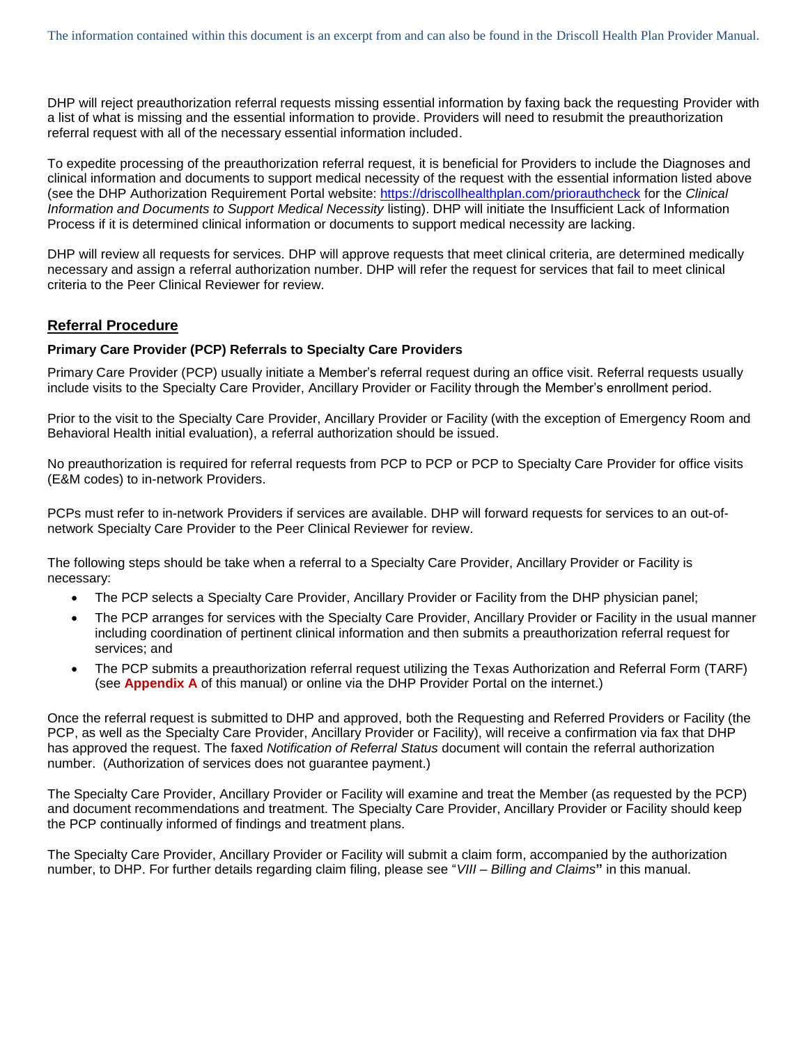DHP will reject preauthorization referral requests missing essential information by faxing back the requesting Provider with a list of what is missing and the essential information to provide. Providers will need to resubmit the preauthorization referral request with all of the necessary essential information included.

To expedite processing of the preauthorization referral request, it is beneficial for Providers to include the Diagnoses and clinical information and documents to support medical necessity of the request with the essential information listed above (see the DHP Authorization Requirement Portal website: https://driscollhealthplan.com/priorauthcheck for the *Clinical Information and Documents to Support Medical Necessity* listing). DHP will initiate the Insufficient Lack of Information Process if it is determined clinical information or documents to support medical necessity are lacking.

DHP will review all requests for services. DHP will approve requests that meet clinical criteria, are determined medically necessary and assign a referral authorization number. DHP will refer the request for services that fail to meet clinical criteria to the Peer Clinical Reviewer for review.

## Referral Procedure

### Primary Care Provider (PCP) Referrals to Specialty Care Providers

Primary Care Provider (PCP) usually initiate a Member's referral request during an office visit. Referral requests usually include visits to the Specialty Care Provider, Ancillary Provider or Facility through the Member's enrollment period.

Prior to the visit to the Specialty Care Provider, Ancillary Provider or Facility (with the exception of Emergency Room and Behavioral Health initial evaluation), a referral authorization should be issued.

No preauthorization is required for referral requests from PCP to PCP or PCP to Specialty Care Provider for office visits (E&M codes) to in-network Providers.

PCPs must refer to in-network Providers if services are available. DHP will forward requests for services to an out-of-network Specialty Care Provider to the Peer Clinical Reviewer for review.

The following steps should be take when a referral to a Specialty Care Provider, Ancillary Provider or Facility is necessary:

- The PCP selects a Specialty Care Provider, Ancillary Provider or Facility from the DHP physician panel;
- The PCP arranges for services with the Specialty Care Provider, Ancillary Provider or Facility in the usual manner including coordination of pertinent clinical information and then submits a preauthorization referral request for services; and
- The PCP submits a preauthorization referral request utilizing the Texas Authorization and Referral Form (TARF) (see **Appendix A** of this manual) or online via the DHP Provider Portal on the internet.)

Once the referral request is submitted to DHP and approved, both the Requesting and Referred Providers or Facility (the PCP, as well as the Specialty Care Provider, Ancillary Provider or Facility), will receive a confirmation via fax that DHP has approved the request. The faxed *Notification of Referral Status* document will contain the referral authorization number. (Authorization of services does not guarantee payment.)

The Specialty Care Provider, Ancillary Provider or Facility will examine and treat the Member (as requested by the PCP) and document recommendations and treatment. The Specialty Care Provider, Ancillary Provider or Facility should keep the PCP continually informed of findings and treatment plans.

The Specialty Care Provider, Ancillary Provider or Facility will submit a claim form, accompanied by the authorization number, to DHP. For further details regarding claim filing, please see "*VIII – Billing and Claims*" in this manual.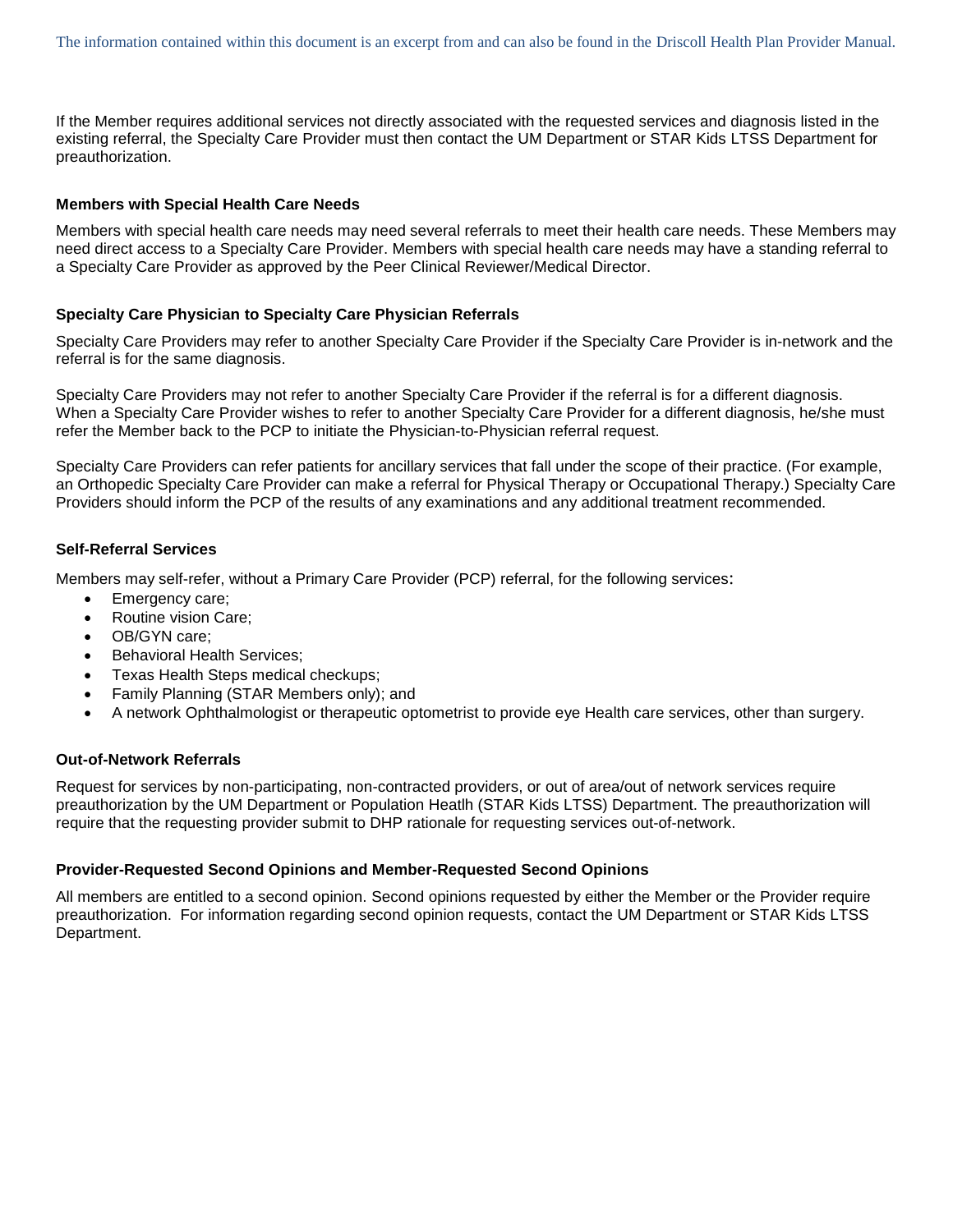If the Member requires additional services not directly associated with the requested services and diagnosis listed in the existing referral, the Specialty Care Provider must then contact the UM Department or STAR Kids LTSS Department for preauthorization.

### Members with Special Health Care Needs

Members with special health care needs may need several referrals to meet their health care needs. These Members may need direct access to a Specialty Care Provider. Members with special health care needs may have a standing referral to a Specialty Care Provider as approved by the Peer Clinical Reviewer/Medical Director.

### Specialty Care Physician to Specialty Care Physician Referrals

Specialty Care Providers may refer to another Specialty Care Provider if the Specialty Care Provider is in-network and the referral is for the same diagnosis.

Specialty Care Providers may not refer to another Specialty Care Provider if the referral is for a different diagnosis. When a Specialty Care Provider wishes to refer to another Specialty Care Provider for a different diagnosis, he/she must refer the Member back to the PCP to initiate the Physician-to-Physician referral request.

Specialty Care Providers can refer patients for ancillary services that fall under the scope of their practice. (For example, an Orthopedic Specialty Care Provider can make a referral for Physical Therapy or Occupational Therapy.) Specialty Care Providers should inform the PCP of the results of any examinations and any additional treatment recommended.

### Self-Referral Services

Members may self-refer, without a Primary Care Provider (PCP) referral, for the following services:

- Emergency care;
- Routine vision Care;
- OB/GYN care;
- Behavioral Health Services;
- Texas Health Steps medical checkups;
- Family Planning (STAR Members only); and
- A network Ophthalmologist or therapeutic optometrist to provide eye Health care services, other than surgery.

### Out-of-Network Referrals

Request for services by non-participating, non-contracted providers, or out of area/out of network services require preauthorization by the UM Department or Population Heatlh (STAR Kids LTSS) Department. The preauthorization will require that the requesting provider submit to DHP rationale for requesting services out-of-network.

### Provider-Requested Second Opinions and Member-Requested Second Opinions

All members are entitled to a second opinion. Second opinions requested by either the Member or the Provider require preauthorization. For information regarding second opinion requests, contact the UM Department or STAR Kids LTSS Department.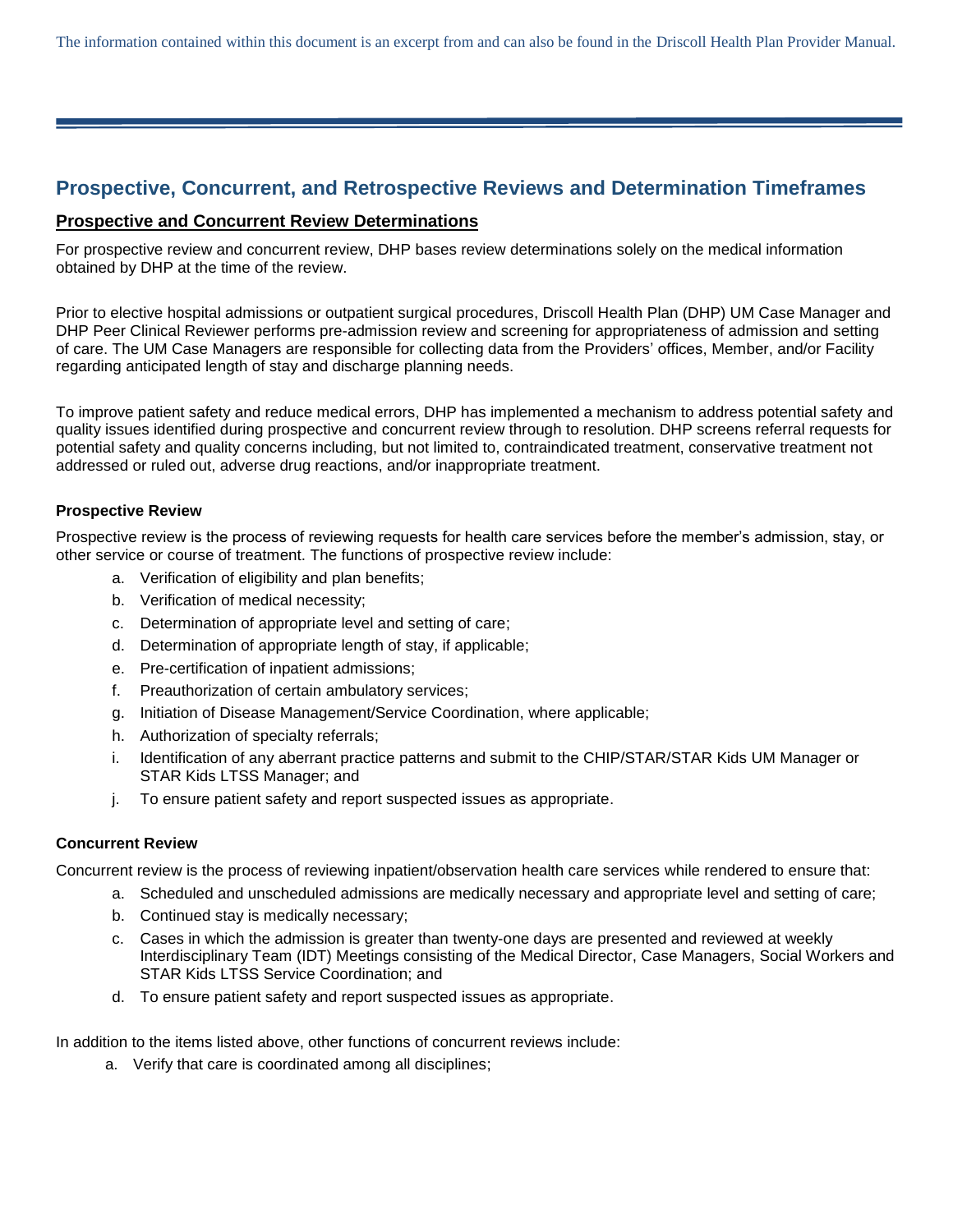## Prospective, Concurrent, and Retrospective Reviews and Determination Timeframes

### Prospective and Concurrent Review Determinations

For prospective review and concurrent review, DHP bases review determinations solely on the medical information obtained by DHP at the time of the review.

Prior to elective hospital admissions or outpatient surgical procedures, Driscoll Health Plan (DHP) UM Case Manager and DHP Peer Clinical Reviewer performs pre-admission review and screening for appropriateness of admission and setting of care. The UM Case Managers are responsible for collecting data from the Providers' offices, Member, and/or Facility regarding anticipated length of stay and discharge planning needs.

To improve patient safety and reduce medical errors, DHP has implemented a mechanism to address potential safety and quality issues identified during prospective and concurrent review through to resolution. DHP screens referral requests for potential safety and quality concerns including, but not limited to, contraindicated treatment, conservative treatment not addressed or ruled out, adverse drug reactions, and/or inappropriate treatment.

#### Prospective Review

Prospective review is the process of reviewing requests for health care services before the member's admission, stay, or other service or course of treatment. The functions of prospective review include:

a. Verification of eligibility and plan benefits;
b. Verification of medical necessity;
c. Determination of appropriate level and setting of care;
d. Determination of appropriate length of stay, if applicable;
e. Pre-certification of inpatient admissions;
f. Preauthorization of certain ambulatory services;
g. Initiation of Disease Management/Service Coordination, where applicable;
h. Authorization of specialty referrals;
i. Identification of any aberrant practice patterns and submit to the CHIP/STAR/STAR Kids UM Manager or STAR Kids LTSS Manager; and
j. To ensure patient safety and report suspected issues as appropriate.

#### Concurrent Review

Concurrent review is the process of reviewing inpatient/observation health care services while rendered to ensure that:

a. Scheduled and unscheduled admissions are medically necessary and appropriate level and setting of care;
b. Continued stay is medically necessary;
c. Cases in which the admission is greater than twenty-one days are presented and reviewed at weekly Interdisciplinary Team (IDT) Meetings consisting of the Medical Director, Case Managers, Social Workers and STAR Kids LTSS Service Coordination; and
d. To ensure patient safety and report suspected issues as appropriate.

In addition to the items listed above, other functions of concurrent reviews include:

a. Verify that care is coordinated among all disciplines;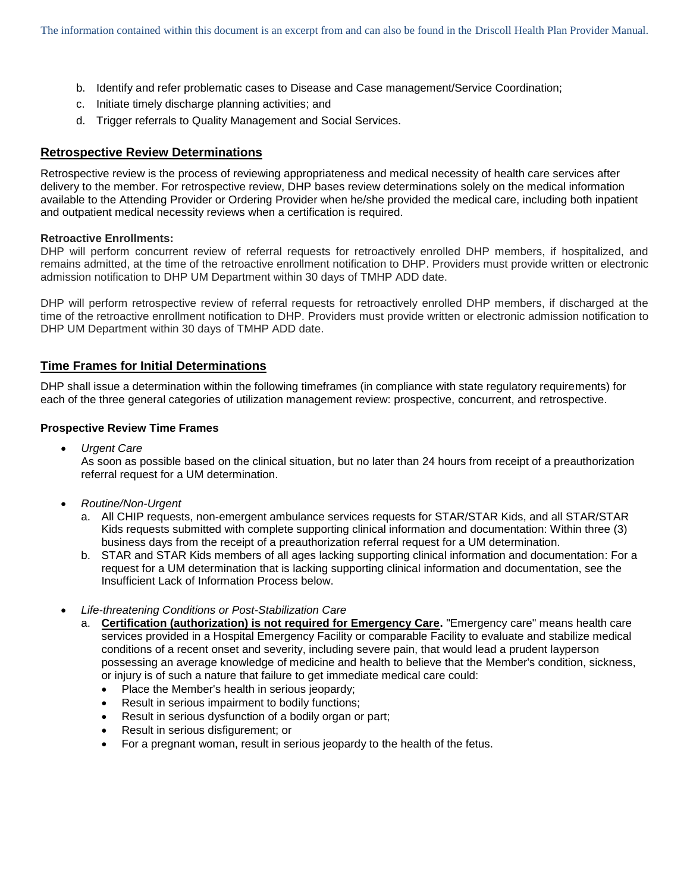b. Identify and refer problematic cases to Disease and Case management/Service Coordination;
c. Initiate timely discharge planning activities; and
d. Trigger referrals to Quality Management and Social Services.

## Retrospective Review Determinations

Retrospective review is the process of reviewing appropriateness and medical necessity of health care services after delivery to the member. For retrospective review, DHP bases review determinations solely on the medical information available to the Attending Provider or Ordering Provider when he/she provided the medical care, including both inpatient and outpatient medical necessity reviews when a certification is required.

**Retroactive Enrollments:**

DHP will perform concurrent review of referral requests for retroactively enrolled DHP members, if hospitalized, and remains admitted, at the time of the retroactive enrollment notification to DHP. Providers must provide written or electronic admission notification to DHP UM Department within 30 days of TMHP ADD date.

DHP will perform retrospective review of referral requests for retroactively enrolled DHP members, if discharged at the time of the retroactive enrollment notification to DHP. Providers must provide written or electronic admission notification to DHP UM Department within 30 days of TMHP ADD date.

## Time Frames for Initial Determinations

DHP shall issue a determination within the following timeframes (in compliance with state regulatory requirements) for each of the three general categories of utilization management review: prospective, concurrent, and retrospective.

### Prospective Review Time Frames

- *Urgent Care*
  As soon as possible based on the clinical situation, but no later than 24 hours from receipt of a preauthorization referral request for a UM determination.

- *Routine/Non-Urgent*
  a. All CHIP requests, non-emergent ambulance services requests for STAR/STAR Kids, and all STAR/STAR Kids requests submitted with complete supporting clinical information and documentation: Within three (3) business days from the receipt of a preauthorization referral request for a UM determination.
  b. STAR and STAR Kids members of all ages lacking supporting clinical information and documentation: For a request for a UM determination that is lacking supporting clinical information and documentation, see the Insufficient Lack of Information Process below.

- *Life-threatening Conditions or Post-Stabilization Care*
  a. **Certification (authorization) is not required for Emergency Care.** "Emergency care" means health care services provided in a Hospital Emergency Facility or comparable Facility to evaluate and stabilize medical conditions of a recent onset and severity, including severe pain, that would lead a prudent layperson possessing an average knowledge of medicine and health to believe that the Member's condition, sickness, or injury is of such a nature that failure to get immediate medical care could:
     - Place the Member's health in serious jeopardy;
     - Result in serious impairment to bodily functions;
     - Result in serious dysfunction of a bodily organ or part;
     - Result in serious disfigurement; or
     - For a pregnant woman, result in serious jeopardy to the health of the fetus.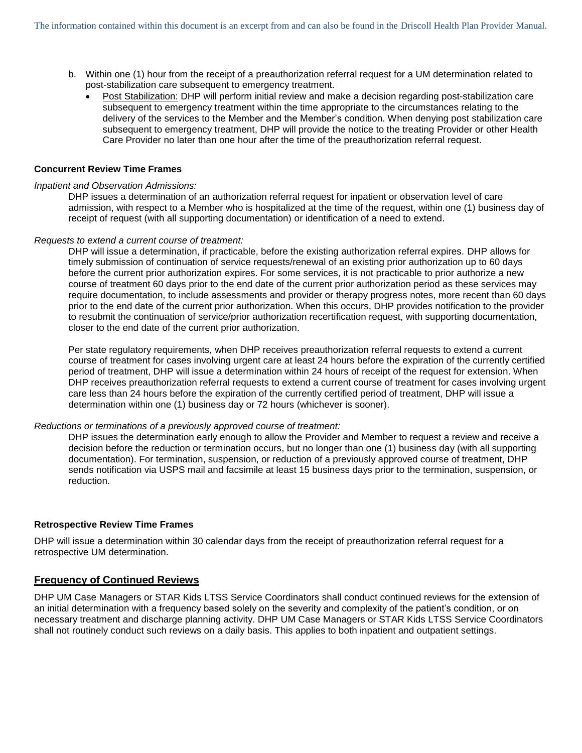b. Within one (1) hour from the receipt of a preauthorization referral request for a UM determination related to post-stabilization care subsequent to emergency treatment.
   - Post Stabilization: DHP will perform initial review and make a decision regarding post-stabilization care subsequent to emergency treatment within the time appropriate to the circumstances relating to the delivery of the services to the Member and the Member's condition. When denying post stabilization care subsequent to emergency treatment, DHP will provide the notice to the treating Provider or other Health Care Provider no later than one hour after the time of the preauthorization referral request.

**Concurrent Review Time Frames**

*Inpatient and Observation Admissions:*

DHP issues a determination of an authorization referral request for inpatient or observation level of care admission, with respect to a Member who is hospitalized at the time of the request, within one (1) business day of receipt of request (with all supporting documentation) or identification of a need to extend.

*Requests to extend a current course of treatment:*

DHP will issue a determination, if practicable, before the existing authorization referral expires. DHP allows for timely submission of continuation of service requests/renewal of an existing prior authorization up to 60 days before the current prior authorization expires. For some services, it is not practicable to prior authorize a new course of treatment 60 days prior to the end date of the current prior authorization period as these services may require documentation, to include assessments and provider or therapy progress notes, more recent than 60 days prior to the end date of the current prior authorization. When this occurs, DHP provides notification to the provider to resubmit the continuation of service/prior authorization recertification request, with supporting documentation, closer to the end date of the current prior authorization.

Per state regulatory requirements, when DHP receives preauthorization referral requests to extend a current course of treatment for cases involving urgent care at least 24 hours before the expiration of the currently certified period of treatment, DHP will issue a determination within 24 hours of receipt of the request for extension. When DHP receives preauthorization referral requests to extend a current course of treatment for cases involving urgent care less than 24 hours before the expiration of the currently certified period of treatment, DHP will issue a determination within one (1) business day or 72 hours (whichever is sooner).

*Reductions or terminations of a previously approved course of treatment:*

DHP issues the determination early enough to allow the Provider and Member to request a review and receive a decision before the reduction or termination occurs, but no longer than one (1) business day (with all supporting documentation). For termination, suspension, or reduction of a previously approved course of treatment, DHP sends notification via USPS mail and facsimile at least 15 business days prior to the termination, suspension, or reduction.

**Retrospective Review Time Frames**

DHP will issue a determination within 30 calendar days from the receipt of preauthorization referral request for a retrospective UM determination.

## Frequency of Continued Reviews

DHP UM Case Managers or STAR Kids LTSS Service Coordinators shall conduct continued reviews for the extension of an initial determination with a frequency based solely on the severity and complexity of the patient's condition, or on necessary treatment and discharge planning activity. DHP UM Case Managers or STAR Kids LTSS Service Coordinators shall not routinely conduct such reviews on a daily basis. This applies to both inpatient and outpatient settings.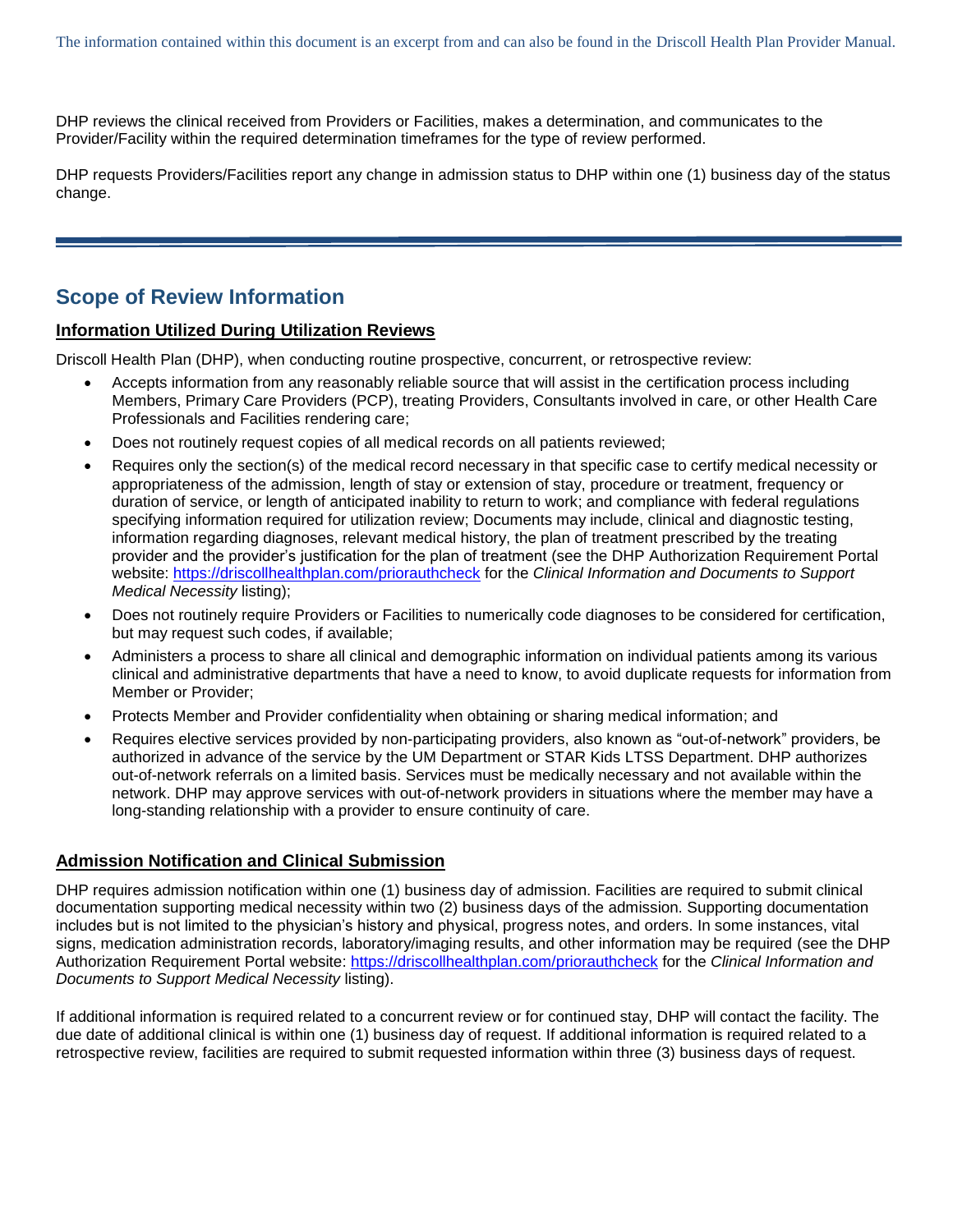DHP reviews the clinical received from Providers or Facilities, makes a determination, and communicates to the Provider/Facility within the required determination timeframes for the type of review performed.

DHP requests Providers/Facilities report any change in admission status to DHP within one (1) business day of the status change.

---

## Scope of Review Information

### Information Utilized During Utilization Reviews

Driscoll Health Plan (DHP), when conducting routine prospective, concurrent, or retrospective review:

- Accepts information from any reasonably reliable source that will assist in the certification process including Members, Primary Care Providers (PCP), treating Providers, Consultants involved in care, or other Health Care Professionals and Facilities rendering care;
- Does not routinely request copies of all medical records on all patients reviewed;
- Requires only the section(s) of the medical record necessary in that specific case to certify medical necessity or appropriateness of the admission, length of stay or extension of stay, procedure or treatment, frequency or duration of service, or length of anticipated inability to return to work; and compliance with federal regulations specifying information required for utilization review; Documents may include, clinical and diagnostic testing, information regarding diagnoses, relevant medical history, the plan of treatment prescribed by the treating provider and the provider's justification for the plan of treatment (see the DHP Authorization Requirement Portal website: https://driscollhealthplan.com/priorauthcheck for the *Clinical Information and Documents to Support Medical Necessity* listing);
- Does not routinely require Providers or Facilities to numerically code diagnoses to be considered for certification, but may request such codes, if available;
- Administers a process to share all clinical and demographic information on individual patients among its various clinical and administrative departments that have a need to know, to avoid duplicate requests for information from Member or Provider;
- Protects Member and Provider confidentiality when obtaining or sharing medical information; and
- Requires elective services provided by non-participating providers, also known as "out-of-network" providers, be authorized in advance of the service by the UM Department or STAR Kids LTSS Department. DHP authorizes out-of-network referrals on a limited basis. Services must be medically necessary and not available within the network. DHP may approve services with out-of-network providers in situations where the member may have a long-standing relationship with a provider to ensure continuity of care.

### Admission Notification and Clinical Submission

DHP requires admission notification within one (1) business day of admission. Facilities are required to submit clinical documentation supporting medical necessity within two (2) business days of the admission. Supporting documentation includes but is not limited to the physician's history and physical, progress notes, and orders. In some instances, vital signs, medication administration records, laboratory/imaging results, and other information may be required (see the DHP Authorization Requirement Portal website: https://driscollhealthplan.com/priorauthcheck for the *Clinical Information and Documents to Support Medical Necessity* listing).

If additional information is required related to a concurrent review or for continued stay, DHP will contact the facility. The due date of additional clinical is within one (1) business day of request. If additional information is required related to a retrospective review, facilities are required to submit requested information within three (3) business days of request.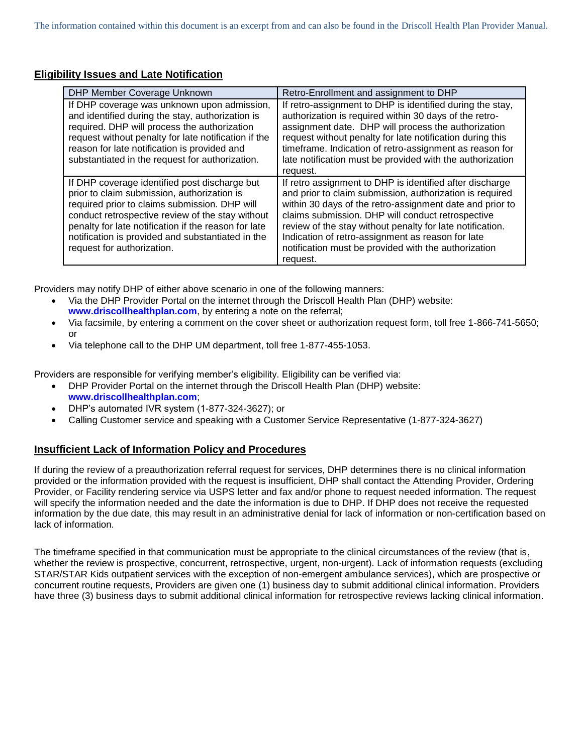The information contained within this document is an excerpt from and can also be found in the Driscoll Health Plan Provider Manual.

## Eligibility Issues and Late Notification

| DHP Member Coverage Unknown | Retro-Enrollment and assignment to DHP |
|---|---|
| If DHP coverage was unknown upon admission, and identified during the stay, authorization is required. DHP will process the authorization request without penalty for late notification if the reason for late notification is provided and substantiated in the request for authorization. | If retro-assignment to DHP is identified during the stay, authorization is required within 30 days of the retro-assignment date. DHP will process the authorization request without penalty for late notification during this timeframe. Indication of retro-assignment as reason for late notification must be provided with the authorization request. |
| If DHP coverage identified post discharge but prior to claim submission, authorization is required prior to claims submission. DHP will conduct retrospective review of the stay without penalty for late notification if the reason for late notification is provided and substantiated in the request for authorization. | If retro assignment to DHP is identified after discharge and prior to claim submission, authorization is required within 30 days of the retro-assignment date and prior to claims submission. DHP will conduct retrospective review of the stay without penalty for late notification. Indication of retro-assignment as reason for late notification must be provided with the authorization request. |

Providers may notify DHP of either above scenario in one of the following manners:

- Via the DHP Provider Portal on the internet through the Driscoll Health Plan (DHP) website: **www.driscollhealthplan.com**, by entering a note on the referral;
- Via facsimile, by entering a comment on the cover sheet or authorization request form, toll free 1-866-741-5650; or
- Via telephone call to the DHP UM department, toll free 1-877-455-1053.

Providers are responsible for verifying member's eligibility. Eligibility can be verified via:

- DHP Provider Portal on the internet through the Driscoll Health Plan (DHP) website: **www.driscollhealthplan.com**;
- DHP's automated IVR system (1-877-324-3627); or
- Calling Customer service and speaking with a Customer Service Representative (1-877-324-3627)

## Insufficient Lack of Information Policy and Procedures

If during the review of a preauthorization referral request for services, DHP determines there is no clinical information provided or the information provided with the request is insufficient, DHP shall contact the Attending Provider, Ordering Provider, or Facility rendering service via USPS letter and fax and/or phone to request needed information. The request will specify the information needed and the date the information is due to DHP. If DHP does not receive the requested information by the due date, this may result in an administrative denial for lack of information or non-certification based on lack of information.

The timeframe specified in that communication must be appropriate to the clinical circumstances of the review (that is, whether the review is prospective, concurrent, retrospective, urgent, non-urgent). Lack of information requests (excluding STAR/STAR Kids outpatient services with the exception of non-emergent ambulance services), which are prospective or concurrent routine requests, Providers are given one (1) business day to submit additional clinical information. Providers have three (3) business days to submit additional clinical information for retrospective reviews lacking clinical information.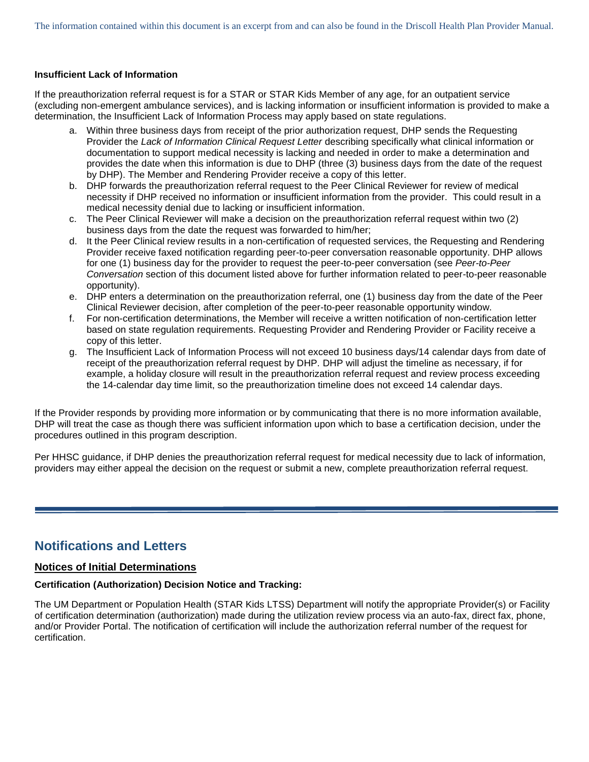**Insufficient Lack of Information**

If the preauthorization referral request is for a STAR or STAR Kids Member of any age, for an outpatient service (excluding non-emergent ambulance services), and is lacking information or insufficient information is provided to make a determination, the Insufficient Lack of Information Process may apply based on state regulations.

a. Within three business days from receipt of the prior authorization request, DHP sends the Requesting Provider the *Lack of Information Clinical Request Letter* describing specifically what clinical information or documentation to support medical necessity is lacking and needed in order to make a determination and provides the date when this information is due to DHP (three (3) business days from the date of the request by DHP). The Member and Rendering Provider receive a copy of this letter.
b. DHP forwards the preauthorization referral request to the Peer Clinical Reviewer for review of medical necessity if DHP received no information or insufficient information from the provider. This could result in a medical necessity denial due to lacking or insufficient information.
c. The Peer Clinical Reviewer will make a decision on the preauthorization referral request within two (2) business days from the date the request was forwarded to him/her;
d. It the Peer Clinical review results in a non-certification of requested services, the Requesting and Rendering Provider receive faxed notification regarding peer-to-peer conversation reasonable opportunity. DHP allows for one (1) business day for the provider to request the peer-to-peer conversation (see *Peer-to-Peer Conversation* section of this document listed above for further information related to peer-to-peer reasonable opportunity).
e. DHP enters a determination on the preauthorization referral, one (1) business day from the date of the Peer Clinical Reviewer decision, after completion of the peer-to-peer reasonable opportunity window.
f. For non-certification determinations, the Member will receive a written notification of non-certification letter based on state regulation requirements. Requesting Provider and Rendering Provider or Facility receive a copy of this letter.
g. The Insufficient Lack of Information Process will not exceed 10 business days/14 calendar days from date of receipt of the preauthorization referral request by DHP. DHP will adjust the timeline as necessary, if for example, a holiday closure will result in the preauthorization referral request and review process exceeding the 14-calendar day time limit, so the preauthorization timeline does not exceed 14 calendar days.

If the Provider responds by providing more information or by communicating that there is no more information available, DHP will treat the case as though there was sufficient information upon which to base a certification decision, under the procedures outlined in this program description.

Per HHSC guidance, if DHP denies the preauthorization referral request for medical necessity due to lack of information, providers may either appeal the decision on the request or submit a new, complete preauthorization referral request.

## Notifications and Letters

### Notices of Initial Determinations

**Certification (Authorization) Decision Notice and Tracking:**

The UM Department or Population Health (STAR Kids LTSS) Department will notify the appropriate Provider(s) or Facility of certification determination (authorization) made during the utilization review process via an auto-fax, direct fax, phone, and/or Provider Portal. The notification of certification will include the authorization referral number of the request for certification.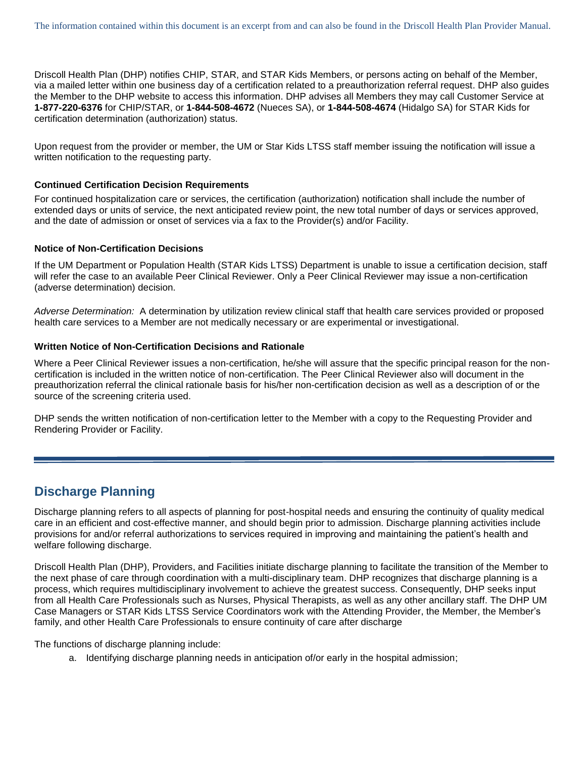Driscoll Health Plan (DHP) notifies CHIP, STAR, and STAR Kids Members, or persons acting on behalf of the Member, via a mailed letter within one business day of a certification related to a preauthorization referral request. DHP also guides the Member to the DHP website to access this information. DHP advises all Members they may call Customer Service at **1-877-220-6376** for CHIP/STAR, or **1-844-508-4672** (Nueces SA), or **1-844-508-4674** (Hidalgo SA) for STAR Kids for certification determination (authorization) status.

Upon request from the provider or member, the UM or Star Kids LTSS staff member issuing the notification will issue a written notification to the requesting party.

#### Continued Certification Decision Requirements

For continued hospitalization care or services, the certification (authorization) notification shall include the number of extended days or units of service, the next anticipated review point, the new total number of days or services approved, and the date of admission or onset of services via a fax to the Provider(s) and/or Facility.

#### Notice of Non-Certification Decisions

If the UM Department or Population Health (STAR Kids LTSS) Department is unable to issue a certification decision, staff will refer the case to an available Peer Clinical Reviewer. Only a Peer Clinical Reviewer may issue a non-certification (adverse determination) decision.

*Adverse Determination:* A determination by utilization review clinical staff that health care services provided or proposed health care services to a Member are not medically necessary or are experimental or investigational.

#### Written Notice of Non-Certification Decisions and Rationale

Where a Peer Clinical Reviewer issues a non-certification, he/she will assure that the specific principal reason for the non-certification is included in the written notice of non-certification. The Peer Clinical Reviewer also will document in the preauthorization referral the clinical rationale basis for his/her non-certification decision as well as a description of or the source of the screening criteria used.

DHP sends the written notification of non-certification letter to the Member with a copy to the Requesting Provider and Rendering Provider or Facility.

## Discharge Planning

Discharge planning refers to all aspects of planning for post-hospital needs and ensuring the continuity of quality medical care in an efficient and cost-effective manner, and should begin prior to admission. Discharge planning activities include provisions for and/or referral authorizations to services required in improving and maintaining the patient's health and welfare following discharge.

Driscoll Health Plan (DHP), Providers, and Facilities initiate discharge planning to facilitate the transition of the Member to the next phase of care through coordination with a multi-disciplinary team. DHP recognizes that discharge planning is a process, which requires multidisciplinary involvement to achieve the greatest success. Consequently, DHP seeks input from all Health Care Professionals such as Nurses, Physical Therapists, as well as any other ancillary staff. The DHP UM Case Managers or STAR Kids LTSS Service Coordinators work with the Attending Provider, the Member, the Member's family, and other Health Care Professionals to ensure continuity of care after discharge

The functions of discharge planning include:

a. Identifying discharge planning needs in anticipation of/or early in the hospital admission;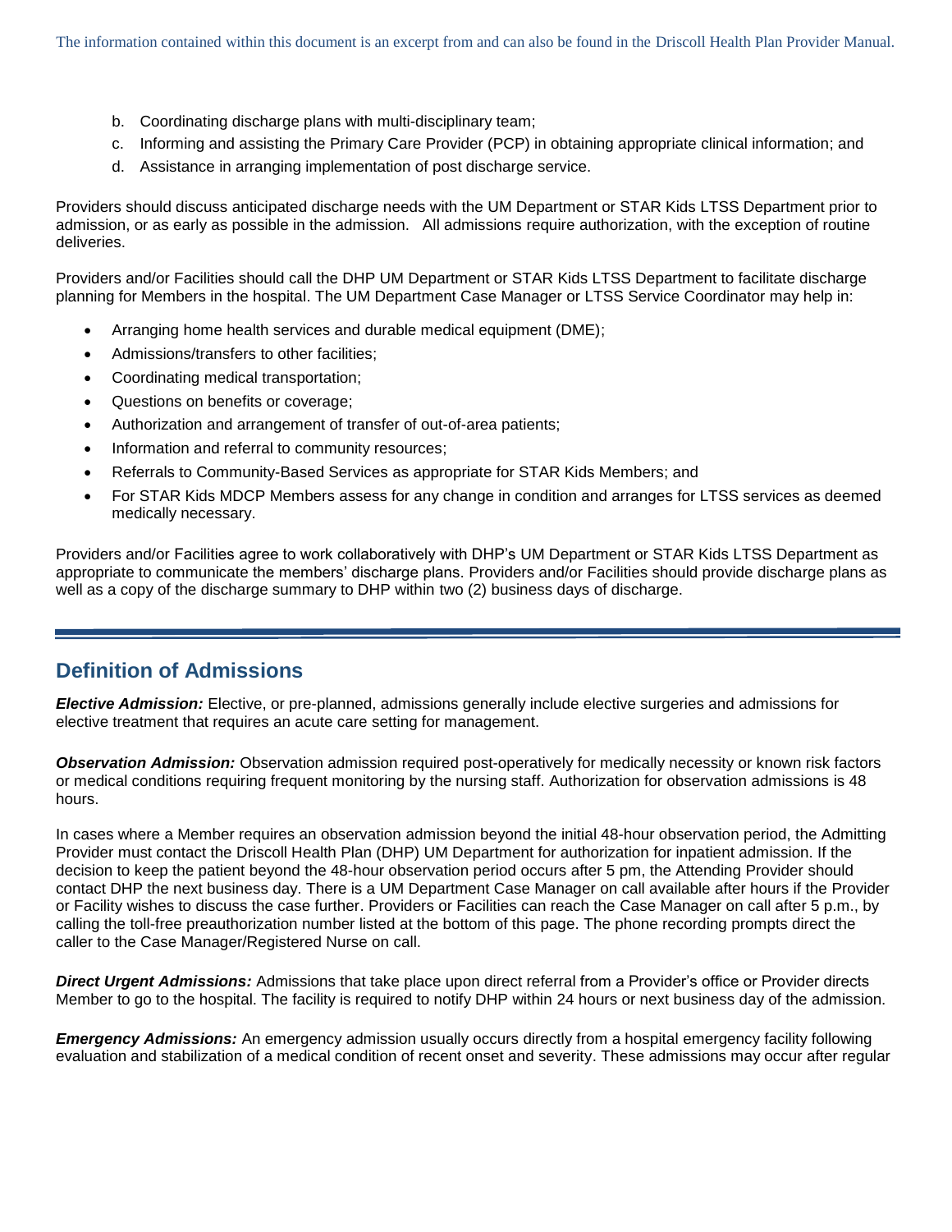b. Coordinating discharge plans with multi-disciplinary team;
c. Informing and assisting the Primary Care Provider (PCP) in obtaining appropriate clinical information; and
d. Assistance in arranging implementation of post discharge service.

Providers should discuss anticipated discharge needs with the UM Department or STAR Kids LTSS Department prior to admission, or as early as possible in the admission. All admissions require authorization, with the exception of routine deliveries.

Providers and/or Facilities should call the DHP UM Department or STAR Kids LTSS Department to facilitate discharge planning for Members in the hospital. The UM Department Case Manager or LTSS Service Coordinator may help in:

- Arranging home health services and durable medical equipment (DME);
- Admissions/transfers to other facilities;
- Coordinating medical transportation;
- Questions on benefits or coverage;
- Authorization and arrangement of transfer of out-of-area patients;
- Information and referral to community resources;
- Referrals to Community-Based Services as appropriate for STAR Kids Members; and
- For STAR Kids MDCP Members assess for any change in condition and arranges for LTSS services as deemed medically necessary.

Providers and/or Facilities agree to work collaboratively with DHP's UM Department or STAR Kids LTSS Department as appropriate to communicate the members' discharge plans. Providers and/or Facilities should provide discharge plans as well as a copy of the discharge summary to DHP within two (2) business days of discharge.

## Definition of Admissions

***Elective Admission:*** Elective, or pre-planned, admissions generally include elective surgeries and admissions for elective treatment that requires an acute care setting for management.

***Observation Admission:*** Observation admission required post-operatively for medically necessity or known risk factors or medical conditions requiring frequent monitoring by the nursing staff. Authorization for observation admissions is 48 hours.

In cases where a Member requires an observation admission beyond the initial 48-hour observation period, the Admitting Provider must contact the Driscoll Health Plan (DHP) UM Department for authorization for inpatient admission. If the decision to keep the patient beyond the 48-hour observation period occurs after 5 pm, the Attending Provider should contact DHP the next business day. There is a UM Department Case Manager on call available after hours if the Provider or Facility wishes to discuss the case further. Providers or Facilities can reach the Case Manager on call after 5 p.m., by calling the toll-free preauthorization number listed at the bottom of this page. The phone recording prompts direct the caller to the Case Manager/Registered Nurse on call.

***Direct Urgent Admissions:*** Admissions that take place upon direct referral from a Provider's office or Provider directs Member to go to the hospital. The facility is required to notify DHP within 24 hours or next business day of the admission.

***Emergency Admissions:*** An emergency admission usually occurs directly from a hospital emergency facility following evaluation and stabilization of a medical condition of recent onset and severity. These admissions may occur after regular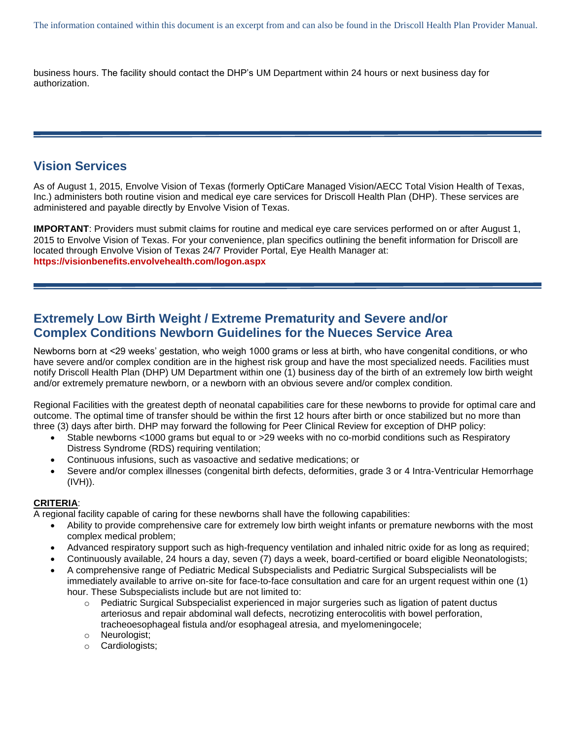business hours. The facility should contact the DHP's UM Department within 24 hours or next business day for authorization.

## Vision Services

As of August 1, 2015, Envolve Vision of Texas (formerly OptiCare Managed Vision/AECC Total Vision Health of Texas, Inc.) administers both routine vision and medical eye care services for Driscoll Health Plan (DHP). These services are administered and payable directly by Envolve Vision of Texas.

**IMPORTANT**: Providers must submit claims for routine and medical eye care services performed on or after August 1, 2015 to Envolve Vision of Texas. For your convenience, plan specifics outlining the benefit information for Driscoll are located through Envolve Vision of Texas 24/7 Provider Portal, Eye Health Manager at: **https://visionbenefits.envolvehealth.com/logon.aspx**

## Extremely Low Birth Weight / Extreme Prematurity and Severe and/or Complex Conditions Newborn Guidelines for the Nueces Service Area

Newborns born at <29 weeks' gestation, who weigh 1000 grams or less at birth, who have congenital conditions, or who have severe and/or complex condition are in the highest risk group and have the most specialized needs. Facilities must notify Driscoll Health Plan (DHP) UM Department within one (1) business day of the birth of an extremely low birth weight and/or extremely premature newborn, or a newborn with an obvious severe and/or complex condition.

Regional Facilities with the greatest depth of neonatal capabilities care for these newborns to provide for optimal care and outcome. The optimal time of transfer should be within the first 12 hours after birth or once stabilized but no more than three (3) days after birth. DHP may forward the following for Peer Clinical Review for exception of DHP policy:

- Stable newborns <1000 grams but equal to or >29 weeks with no co-morbid conditions such as Respiratory Distress Syndrome (RDS) requiring ventilation;
- Continuous infusions, such as vasoactive and sedative medications; or
- Severe and/or complex illnesses (congenital birth defects, deformities, grade 3 or 4 Intra-Ventricular Hemorrhage (IVH)).

**CRITERIA**:
A regional facility capable of caring for these newborns shall have the following capabilities:

- Ability to provide comprehensive care for extremely low birth weight infants or premature newborns with the most complex medical problem;
- Advanced respiratory support such as high-frequency ventilation and inhaled nitric oxide for as long as required;
- Continuously available, 24 hours a day, seven (7) days a week, board-certified or board eligible Neonatologists;
- A comprehensive range of Pediatric Medical Subspecialists and Pediatric Surgical Subspecialists will be immediately available to arrive on-site for face-to-face consultation and care for an urgent request within one (1) hour. These Subspecialists include but are not limited to:
  - Pediatric Surgical Subspecialist experienced in major surgeries such as ligation of patent ductus arteriosus and repair abdominal wall defects, necrotizing enterocolitis with bowel perforation, tracheoesophageal fistula and/or esophageal atresia, and myelomeningocele;
  - Neurologist;
  - Cardiologists;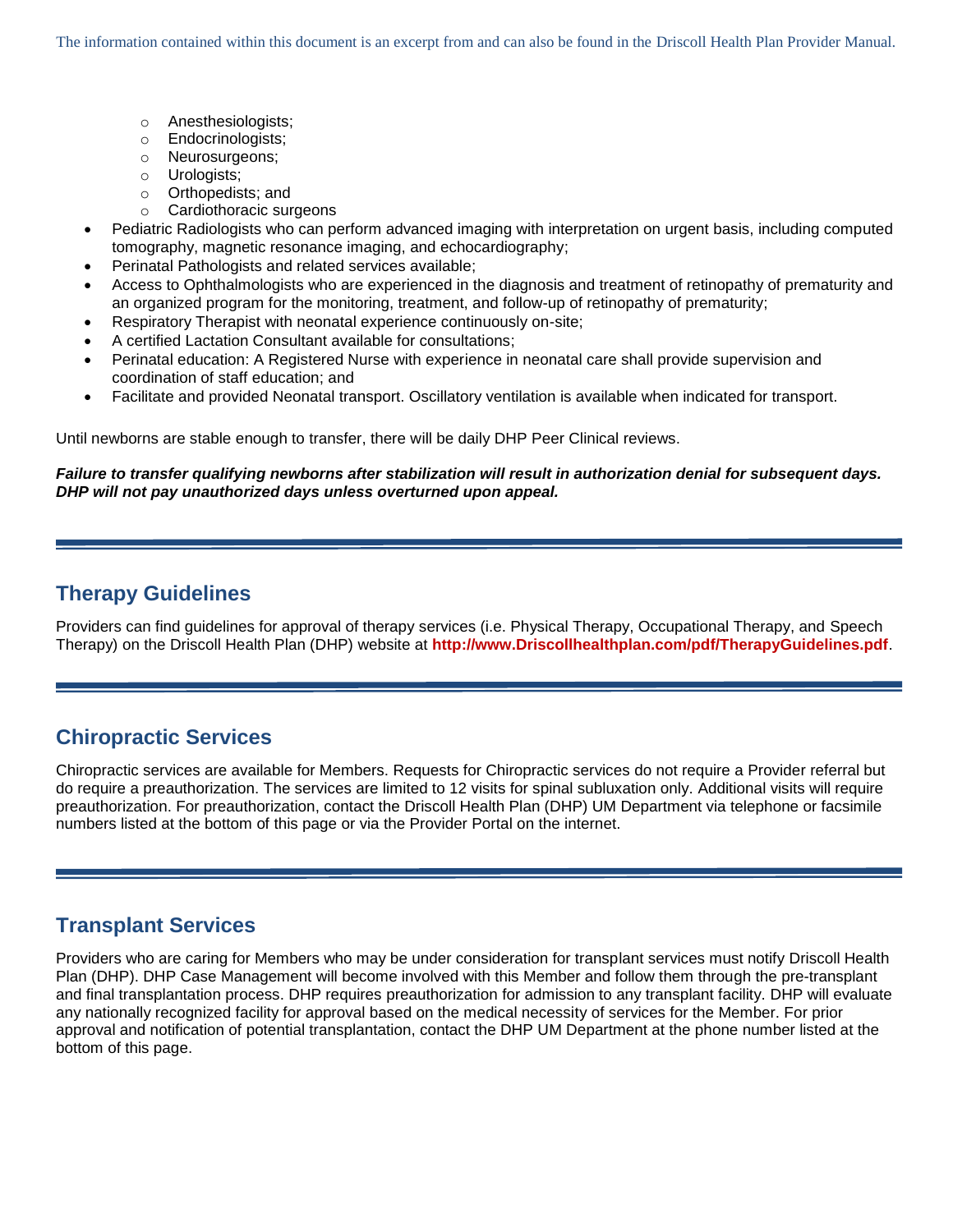- Anesthesiologists;
    - Endocrinologists;
    - Neurosurgeons;
    - Urologists;
    - Orthopedists; and
    - Cardiothoracic surgeons
- Pediatric Radiologists who can perform advanced imaging with interpretation on urgent basis, including computed tomography, magnetic resonance imaging, and echocardiography;
- Perinatal Pathologists and related services available;
- Access to Ophthalmologists who are experienced in the diagnosis and treatment of retinopathy of prematurity and an organized program for the monitoring, treatment, and follow-up of retinopathy of prematurity;
- Respiratory Therapist with neonatal experience continuously on-site;
- A certified Lactation Consultant available for consultations;
- Perinatal education: A Registered Nurse with experience in neonatal care shall provide supervision and coordination of staff education; and
- Facilitate and provided Neonatal transport. Oscillatory ventilation is available when indicated for transport.

Until newborns are stable enough to transfer, there will be daily DHP Peer Clinical reviews.

***Failure to transfer qualifying newborns after stabilization will result in authorization denial for subsequent days. DHP will not pay unauthorized days unless overturned upon appeal.***

## Therapy Guidelines

Providers can find guidelines for approval of therapy services (i.e. Physical Therapy, Occupational Therapy, and Speech Therapy) on the Driscoll Health Plan (DHP) website at **http://www.Driscollhealthplan.com/pdf/TherapyGuidelines.pdf**.

## Chiropractic Services

Chiropractic services are available for Members. Requests for Chiropractic services do not require a Provider referral but do require a preauthorization. The services are limited to 12 visits for spinal subluxation only. Additional visits will require preauthorization. For preauthorization, contact the Driscoll Health Plan (DHP) UM Department via telephone or facsimile numbers listed at the bottom of this page or via the Provider Portal on the internet.

## Transplant Services

Providers who are caring for Members who may be under consideration for transplant services must notify Driscoll Health Plan (DHP). DHP Case Management will become involved with this Member and follow them through the pre-transplant and final transplantation process. DHP requires preauthorization for admission to any transplant facility. DHP will evaluate any nationally recognized facility for approval based on the medical necessity of services for the Member. For prior approval and notification of potential transplantation, contact the DHP UM Department at the phone number listed at the bottom of this page.